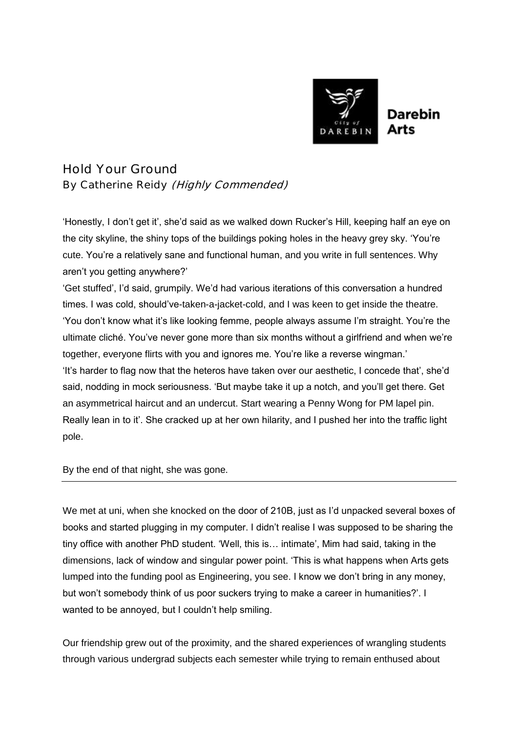# Hold Your Ground

By Catherine Reidy *(Highly Commended)*

'Honestly, I don't get it', she'd said as we walked down Rucker's Hill, keeping half an eye on the city skyline, the shiny tops of the buildings poking holes in the heavy grey sky. 'You're cute. You're a relatively sane and functional human, and you write in full sentences. Why aren't you getting anywhere?'

'Get stuffed', I'd said, grumpily. We'd had various iterations of this conversation a hundred times. I was cold, should've-taken-a-jacket-cold, and I was keen to get inside the theatre. 'You don't know what it's like looking femme, people always assume I'm straight. You're the ultimate cliché. You've never gone more than six months without a girlfriend and when we're together, everyone flirts with you and ignores me. You're like a reverse wingman.'

'It's harder to flag now that the heteros have taken over our aesthetic, I concede that', she'd said, nodding in mock seriousness. 'But maybe take it up a notch, and you'll get there. Get an asymmetrical haircut and an undercut. Start wearing a Penny Wong for PM lapel pin. Really lean in to it'. She cracked up at her own hilarity, and I pushed her into the traffic light pole.

By the end of that night, she was gone.

---

We met at uni, when she knocked on the door of 210B, just as I'd unpacked several boxes of books and started plugging in my computer. I didn't realise I was supposed to be sharing the tiny office with another PhD student. 'Well, this is… intimate', Mim had said, taking in the dimensions, lack of window and singular power point. 'This is what happens when Arts gets lumped into the funding pool as Engineering, you see. I know we don't bring in any money, but won't somebody think of us poor suckers trying to make a career in humanities?'. I wanted to be annoyed, but I couldn't help smiling.

Our friendship grew out of the proximity, and the shared experiences of wrangling students through various undergrad subjects each semester while trying to remain enthused about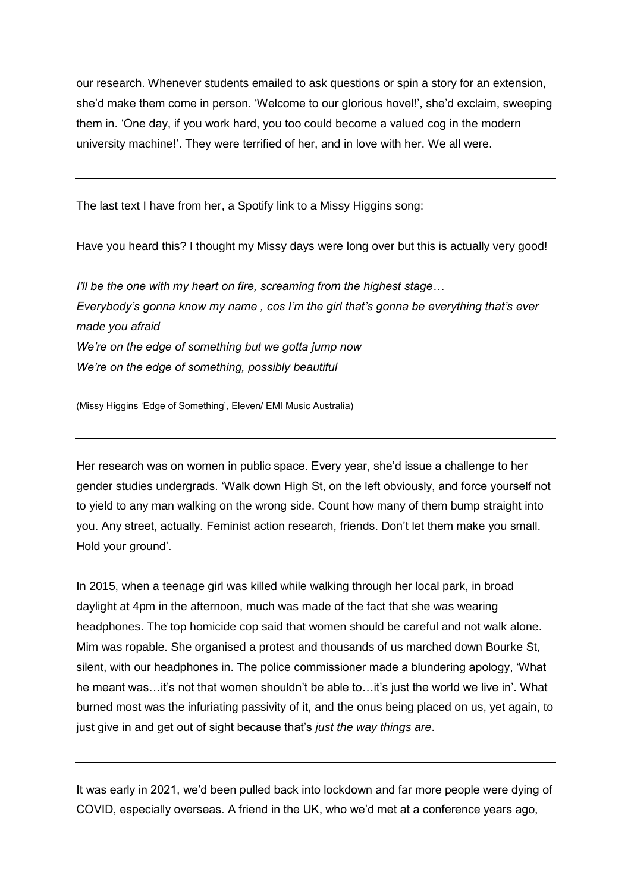our research. Whenever students emailed to ask questions or spin a story for an extension, she'd make them come in person. 'Welcome to our glorious hovel!', she'd exclaim, sweeping them in. 'One day, if you work hard, you too could become a valued cog in the modern university machine!'. They were terrified of her, and in love with her. We all were.

---

The last text I have from her, a Spotify link to a Missy Higgins song:

Have you heard this? I thought my Missy days were long over but this is actually very good!

*I'll be the one with my heart on fire, screaming from the highest stage…*
*Everybody's gonna know my name , cos I'm the girl that's gonna be everything that's ever made you afraid*
*We're on the edge of something but we gotta jump now*
*We're on the edge of something, possibly beautiful*

(Missy Higgins 'Edge of Something', Eleven/ EMI Music Australia)

---

Her research was on women in public space. Every year, she'd issue a challenge to her gender studies undergrads. 'Walk down High St, on the left obviously, and force yourself not to yield to any man walking on the wrong side. Count how many of them bump straight into you. Any street, actually. Feminist action research, friends. Don't let them make you small. Hold your ground'.

In 2015, when a teenage girl was killed while walking through her local park, in broad daylight at 4pm in the afternoon, much was made of the fact that she was wearing headphones. The top homicide cop said that women should be careful and not walk alone. Mim was ropable. She organised a protest and thousands of us marched down Bourke St, silent, with our headphones in. The police commissioner made a blundering apology, 'What he meant was…it's not that women shouldn't be able to…it's just the world we live in'. What burned most was the infuriating passivity of it, and the onus being placed on us, yet again, to just give in and get out of sight because that's *just the way things are*.

---

It was early in 2021, we'd been pulled back into lockdown and far more people were dying of COVID, especially overseas. A friend in the UK, who we'd met at a conference years ago,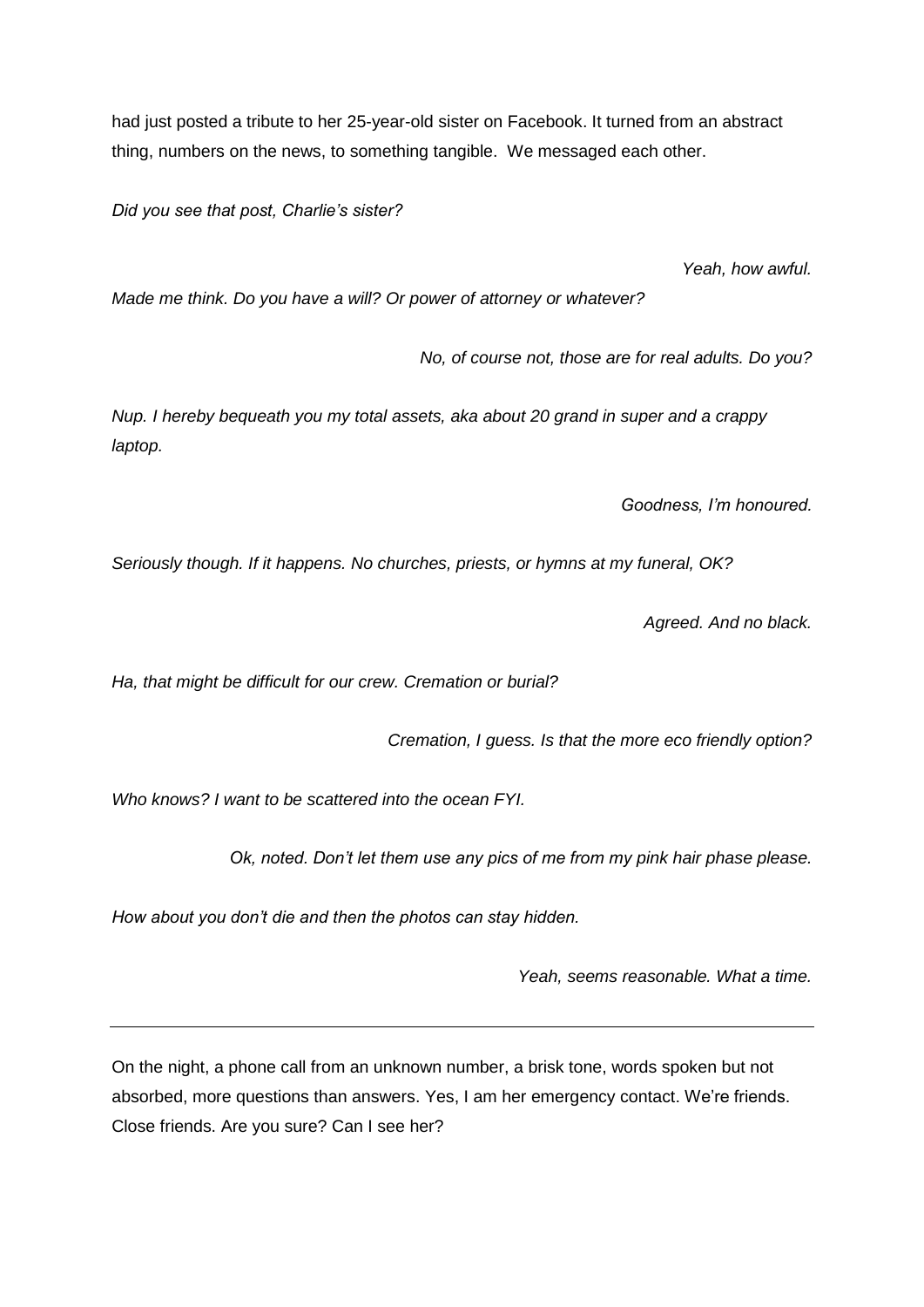had just posted a tribute to her 25-year-old sister on Facebook. It turned from an abstract thing, numbers on the news, to something tangible. We messaged each other.

*Did you see that post, Charlie's sister?*

*Yeah, how awful.*

*Made me think. Do you have a will? Or power of attorney or whatever?*

*No, of course not, those are for real adults. Do you?*

*Nup. I hereby bequeath you my total assets, aka about 20 grand in super and a crappy laptop.*

*Goodness, I'm honoured.*

*Seriously though. If it happens. No churches, priests, or hymns at my funeral, OK?*

*Agreed. And no black.*

*Ha, that might be difficult for our crew. Cremation or burial?*

*Cremation, I guess. Is that the more eco friendly option?*

*Who knows? I want to be scattered into the ocean FYI.*

*Ok, noted. Don't let them use any pics of me from my pink hair phase please.*

*How about you don't die and then the photos can stay hidden.*

*Yeah, seems reasonable. What a time.*

---

On the night, a phone call from an unknown number, a brisk tone, words spoken but not absorbed, more questions than answers. Yes, I am her emergency contact. We're friends. Close friends. Are you sure? Can I see her?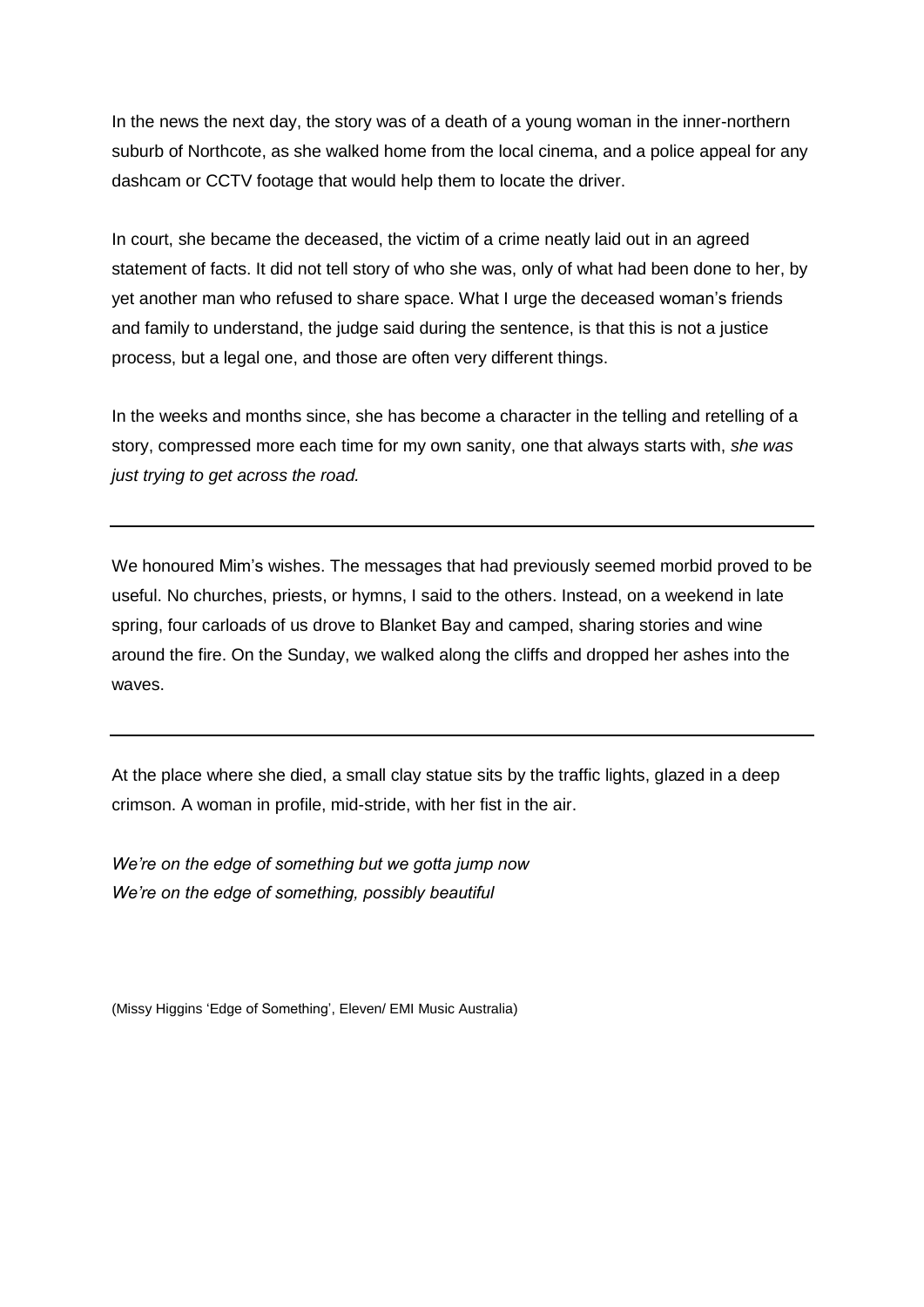In the news the next day, the story was of a death of a young woman in the inner-northern suburb of Northcote, as she walked home from the local cinema, and a police appeal for any dashcam or CCTV footage that would help them to locate the driver.

In court, she became the deceased, the victim of a crime neatly laid out in an agreed statement of facts. It did not tell story of who she was, only of what had been done to her, by yet another man who refused to share space. What I urge the deceased woman's friends and family to understand, the judge said during the sentence, is that this is not a justice process, but a legal one, and those are often very different things.

In the weeks and months since, she has become a character in the telling and retelling of a story, compressed more each time for my own sanity, one that always starts with, *she was just trying to get across the road.*

---

We honoured Mim's wishes. The messages that had previously seemed morbid proved to be useful. No churches, priests, or hymns, I said to the others. Instead, on a weekend in late spring, four carloads of us drove to Blanket Bay and camped, sharing stories and wine around the fire. On the Sunday, we walked along the cliffs and dropped her ashes into the waves.

---

At the place where she died, a small clay statue sits by the traffic lights, glazed in a deep crimson. A woman in profile, mid-stride, with her fist in the air.

*We're on the edge of something but we gotta jump now*
*We're on the edge of something, possibly beautiful*

(Missy Higgins 'Edge of Something', Eleven/ EMI Music Australia)